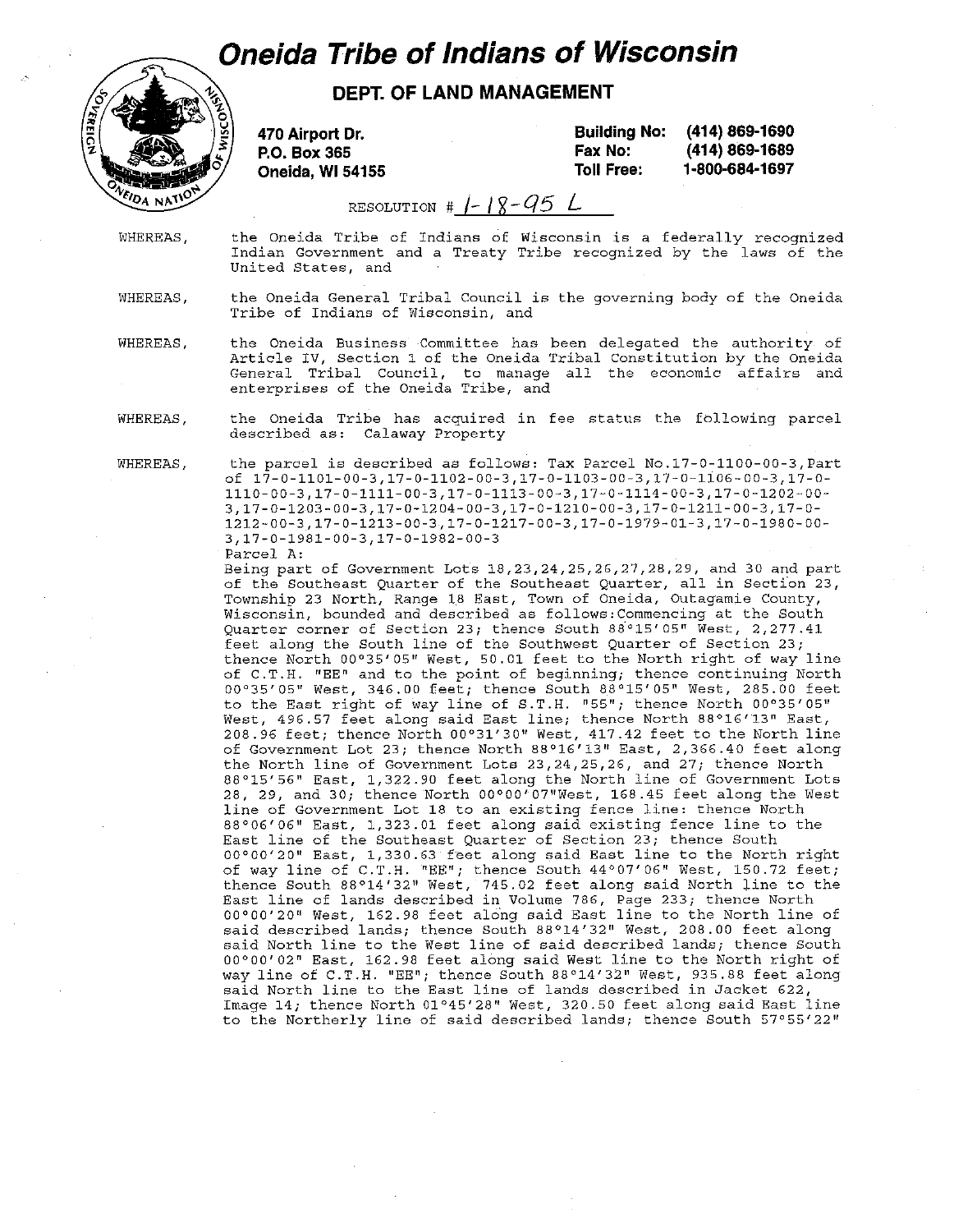# Oneida Tribe of Indians of Wisconsin

## DEPT. OF LAND MANAGEMENT

470 Airport Dr.
P.O. Box 365
Oneida, WI 54155

Building No: (414) 869-1690
Fax No: (414) 869-1689
Toll Free: 1-800-684-1697

RESOLUTION # 1-18-95 L

WHEREAS, the Oneida Tribe of Indians of Wisconsin is a federally recognized Indian Government and a Treaty Tribe recognized by the laws of the United States, and

WHEREAS, the Oneida General Tribal Council is the governing body of the Oneida Tribe of Indians of Wisconsin, and

WHEREAS, the Oneida Business Committee has been delegated the authority of Article IV, Section 1 of the Oneida Tribal Constitution by the Oneida General Tribal Council, to manage all the economic affairs and enterprises of the Oneida Tribe, and

WHEREAS, the Oneida Tribe has acquired in fee status the following parcel described as: Calaway Property

WHEREAS, the parcel is described as follows: Tax Parcel No.17-0-1100-00-3,Part of 17-0-1101-00-3,17-0-1102-00-3,17-0-1103-00-3,17-0-1106-00-3,17-0-1110-00-3,17-0-1111-00-3,17-0-1113-00-3,17-0-1114-00-3,17-0-1202-00-3,17-0-1203-00-3,17-0-1204-00-3,17-0-1210-00-3,17-0-1211-00-3,17-0-1212-00-3,17-0-1213-00-3,17-0-1217-00-3,17-0-1979-01-3,17-0-1980-00-3,17-0-1981-00-3,17-0-1982-00-3

Parcel A:

Being part of Government Lots 18,23,24,25,26,27,28,29, and 30 and part of the Southeast Quarter of the Southeast Quarter, all in Section 23, Township 23 North, Range 18 East, Town of Oneida, Outagamie County, Wisconsin, bounded and described as follows:Commencing at the South Quarter corner of Section 23; thence South 88°15'05" West, 2,277.41 feet along the South line of the Southwest Quarter of Section 23; thence North 00°35'05" West, 50.01 feet to the North right of way line of C.T.H. "EE" and to the point of beginning; thence continuing North 00°35'05" West, 346.00 feet; thence South 88°15'05" West, 285.00 feet to the East right of way line of S.T.H. "55"; thence North 00°35'05" West, 496.57 feet along said East line; thence North 88°16'13" East, 208.96 feet; thence North 00°31'30" West, 417.42 feet to the North line of Government Lot 23; thence North 88°16'13" East, 2,366.40 feet along the North line of Government Lots 23,24,25,26, and 27; thence North 88°15'56" East, 1,322.90 feet along the North line of Government Lots 28, 29, and 30; thence North 00°00'07"West, 168.45 feet along the West line of Government Lot 18 to an existing fence line: thence North 88°06'06" East, 1,323.01 feet along said existing fence line to the East line of the Southeast Quarter of Section 23; thence South 00°00'20" East, 1,330.63 feet along said East line to the North right of way line of C.T.H. "EE"; thence South 44°07'06" West, 150.72 feet; thence South 88°14'32" West, 745.02 feet along said North line to the East line of lands described in Volume 786, Page 233; thence North 00°00'20" West, 162.98 feet along said East line to the North line of said described lands; thence South 88°14'32" West, 208.00 feet along said North line to the West line of said described lands; thence South 00°00'02" East, 162.98 feet along said West line to the North right of way line of C.T.H. "EE"; thence South 88°14'32" West, 935.88 feet along said North line to the East line of lands described in Jacket 622, Image 14; thence North 01°45'28" West, 320.50 feet along said East line to the Northerly line of said described lands; thence South 57°55'22"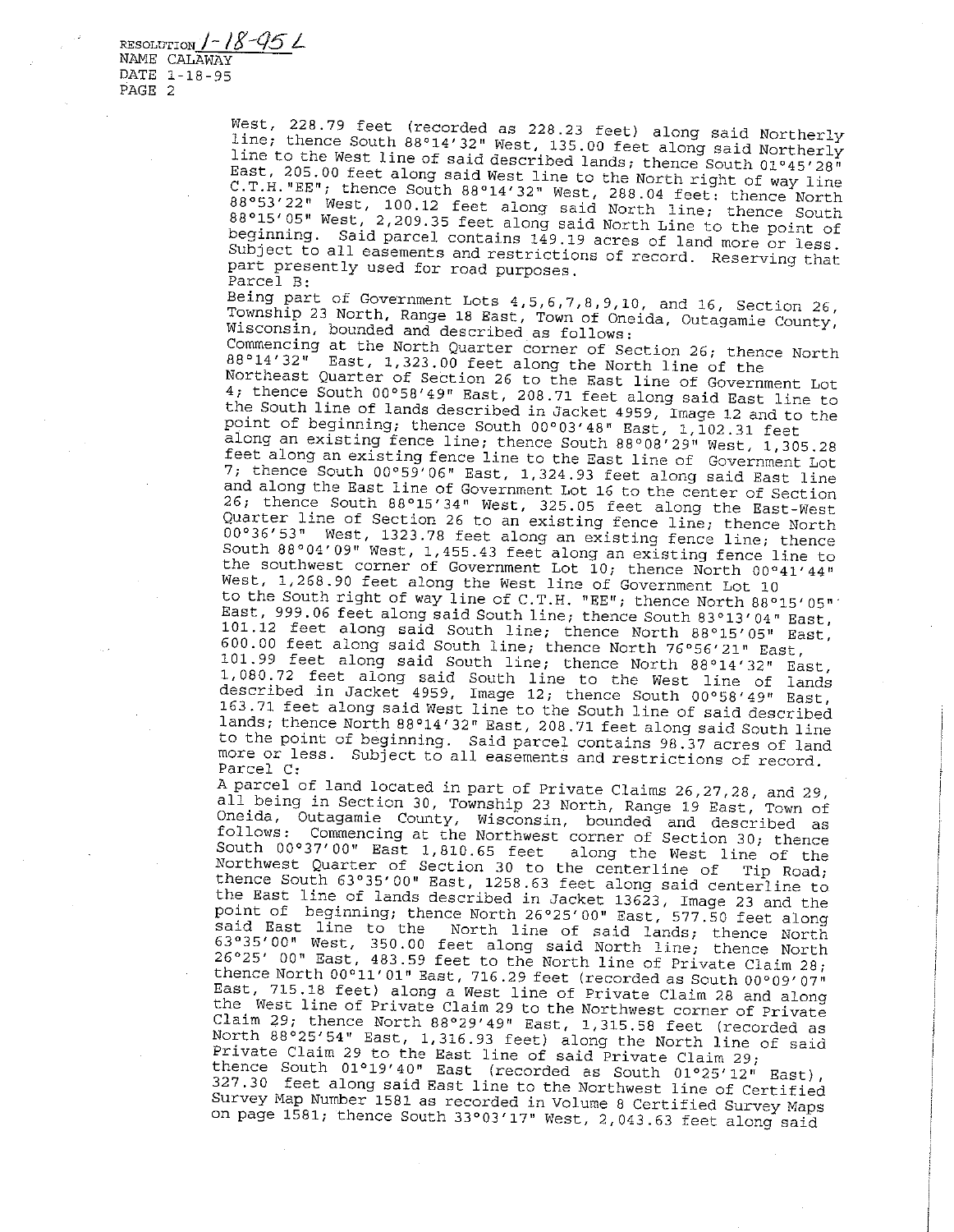RESOLUTION 1-18-95 L
NAME CALAWAY
DATE 1-18-95
PAGE 2

West, 228.79 feet (recorded as 228.23 feet) along said Northerly line; thence South 88°14'32" West, 135.00 feet along said Northerly line to the West line of said described lands; thence South 01°45'28" East, 205.00 feet along said West line to the North right of way line C.T.H."EE"; thence South 88°14'32" West, 288.04 feet: thence North 88°53'22" West, 100.12 feet along said North line; thence South 88°15'05" West, 2,209.35 feet along said North Line to the point of beginning. Said parcel contains 149.19 acres of land more or less. Subject to all easements and restrictions of record. Reserving that part presently used for road purposes.

Parcel B:

Being part of Government Lots 4,5,6,7,8,9,10, and 16, Section 26, Township 23 North, Range 18 East, Town of Oneida, Outagamie County, Wisconsin, bounded and described as follows:

Commencing at the North Quarter corner of Section 26; thence North 88°14'32" East, 1,323.00 feet along the North line of the Northeast Quarter of Section 26 to the East line of Government Lot 4; thence South 00°58'49" East, 208.71 feet along said East line to the South line of lands described in Jacket 4959, Image 12 and to the point of beginning; thence South 00°03'48" East, 1,102.31 feet along an existing fence line; thence South 88°08'29" West, 1,305.28 feet along an existing fence line to the East line of Government Lot 7; thence South 00°59'06" East, 1,324.93 feet along said East line and along the East line of Government Lot 16 to the center of Section 26; thence South 88°15'34" West, 325.05 feet along the East-West Quarter line of Section 26 to an existing fence line; thence North 00°36'53" West, 1323.78 feet along an existing fence line; thence South 88°04'09" West, 1,455.43 feet along an existing fence line to the southwest corner of Government Lot 10; thence North 00°41'44" West, 1,268.90 feet along the West line of Government Lot 10 to the South right of way line of C.T.H. "EE"; thence North 88°15'05" East, 999.06 feet along said South line; thence South 83°13'04" East, 101.12 feet along said South line; thence North 88°15'05" East, 600.00 feet along said South line; thence North 76°56'21" East, 101.99 feet along said South line; thence North 88°14'32" East, 1,080.72 feet along said South line to the West line of lands described in Jacket 4959, Image 12; thence South 00°58'49" East, 163.71 feet along said West line to the South line of said described lands; thence North 88°14'32" East, 208.71 feet along said South line to the point of beginning. Said parcel contains 98.37 acres of land more or less. Subject to all easements and restrictions of record.

Parcel C:

A parcel of land located in part of Private Claims 26,27,28, and 29, all being in Section 30, Township 23 North, Range 19 East, Town of Oneida, Outagamie County, Wisconsin, bounded and described as follows: Commencing at the Northwest corner of Section 30; thence South 00°37'00" East 1,810.65 feet along the West line of the Northwest Quarter of Section 30 to the centerline of Tip Road; thence South 63°35'00" East, 1258.63 feet along said centerline to the East line of lands described in Jacket 13623, Image 23 and the point of beginning; thence North 26°25'00" East, 577.50 feet along said East line to the North line of said lands; thence North 63°35'00" West, 350.00 feet along said North line; thence North 26°25' 00" East, 483.59 feet to the North line of Private Claim 28; thence North 00°11'01" East, 716.29 feet (recorded as South 00°09'07" East, 715.18 feet) along a West line of Private Claim 28 and along the West line of Private Claim 29 to the Northwest corner of Private Claim 29; thence North 88°29'49" East, 1,315.58 feet (recorded as North 88°25'54" East, 1,316.93 feet) along the North line of said Private Claim 29 to the East line of said Private Claim 29; thence South 01°19'40" East (recorded as South 01°25'12" East), 327.30 feet along said East line to the Northwest line of Certified Survey Map Number 1581 as recorded in Volume 8 Certified Survey Maps on page 1581; thence South 33°03'17" West, 2,043.63 feet along said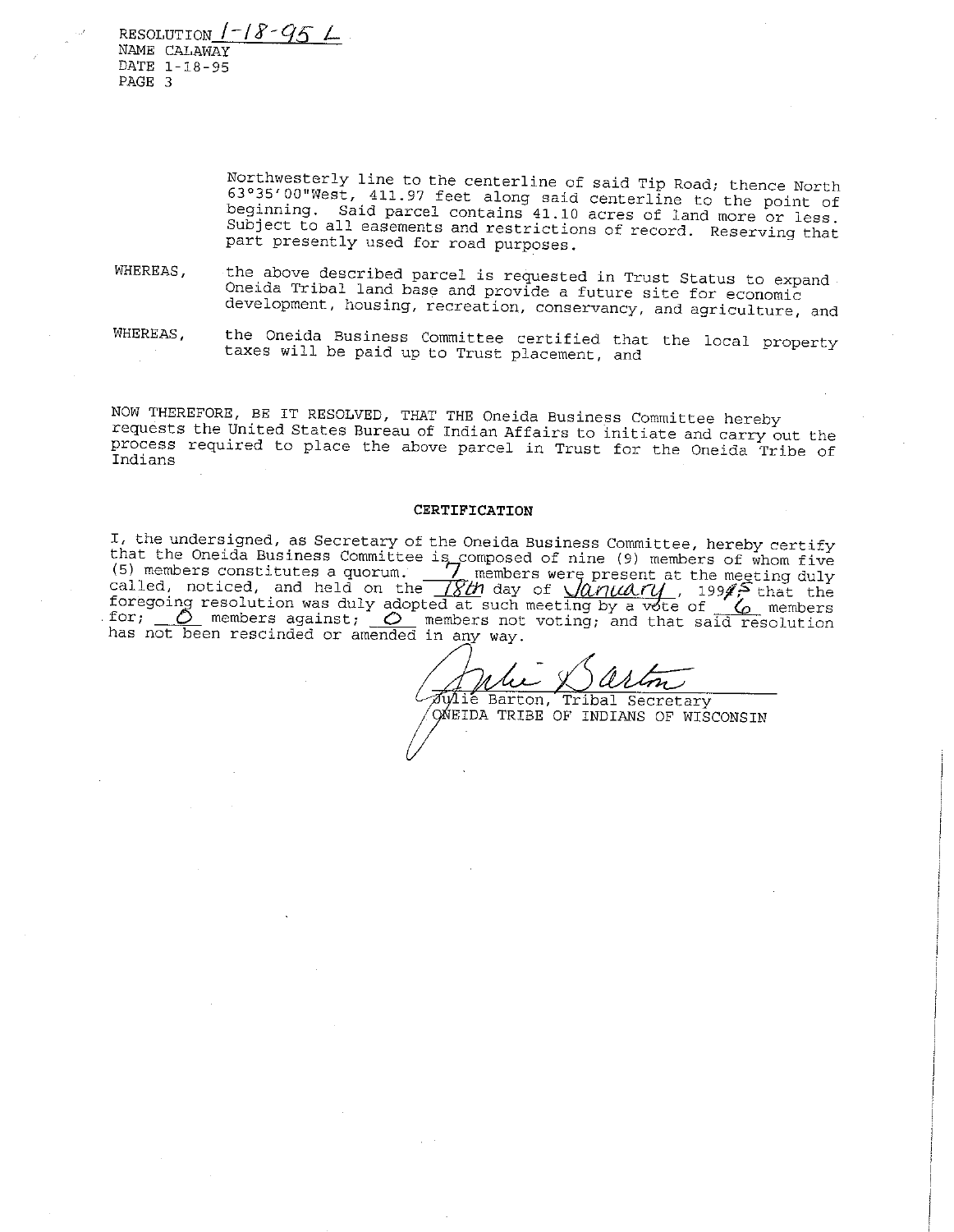RESOLUTION 1-18-95 L
NAME CALAWAY
DATE 1-18-95
PAGE 3

Northwesterly line to the centerline of said Tip Road; thence North 63°35'00"West, 411.97 feet along said centerline to the point of beginning. Said parcel contains 41.10 acres of land more or less. Subject to all easements and restrictions of record. Reserving that part presently used for road purposes.

WHEREAS, the above described parcel is requested in Trust Status to expand Oneida Tribal land base and provide a future site for economic development, housing, recreation, conservancy, and agriculture, and

WHEREAS, the Oneida Business Committee certified that the local property taxes will be paid up to Trust placement, and

NOW THEREFORE, BE IT RESOLVED, THAT THE Oneida Business Committee hereby requests the United States Bureau of Indian Affairs to initiate and carry out the process required to place the above parcel in Trust for the Oneida Tribe of Indians

## CERTIFICATION

I, the undersigned, as Secretary of the Oneida Business Committee, hereby certify that the Oneida Business Committee is composed of nine (9) members of whom five (5) members constitutes a quorum. 7 members were present at the meeting duly called, noticed, and held on the 18th day of January, 1995 that the foregoing resolution was duly adopted at such meeting by a vote of 6 members for; 0 members against; 0 members not voting; and that said resolution has not been rescinded or amended in any way.

Julie Barton, Tribal Secretary
ONEIDA TRIBE OF INDIANS OF WISCONSIN